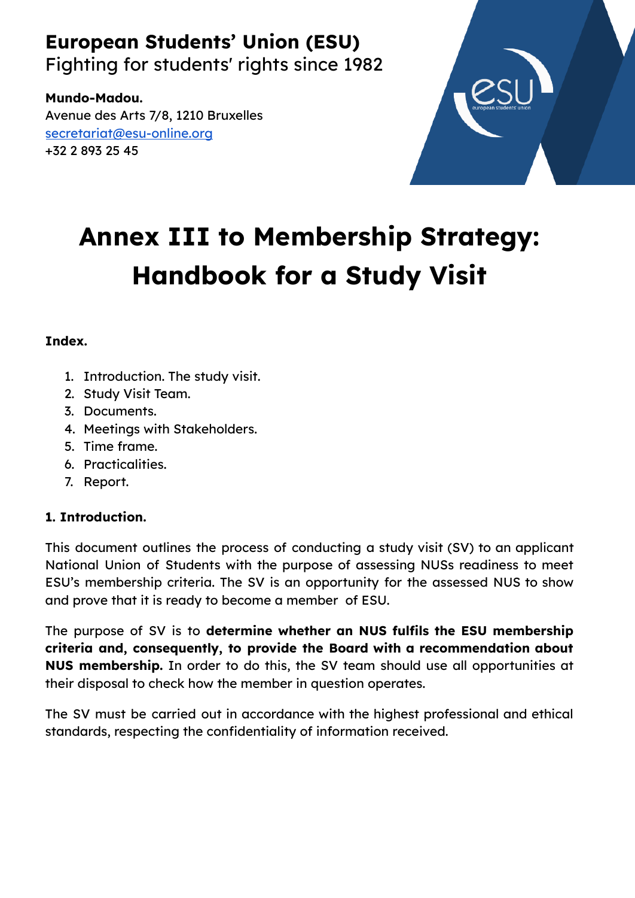**European Students' Union (ESU)**
Fighting for students' rights since 1982

**Mundo-Madou.**
Avenue des Arts 7/8, 1210 Bruxelles
secretariat@esu-online.org
+32 2 893 25 45

# Annex III to Membership Strategy: Handbook for a Study Visit

**Index.**

1. Introduction. The study visit.
2. Study Visit Team.
3. Documents.
4. Meetings with Stakeholders.
5. Time frame.
6. Practicalities.
7. Report.

## 1. Introduction.

This document outlines the process of conducting a study visit (SV) to an applicant National Union of Students with the purpose of assessing NUSs readiness to meet ESU's membership criteria. The SV is an opportunity for the assessed NUS to show and prove that it is ready to become a member of ESU.

The purpose of SV is to **determine whether an NUS fulfils the ESU membership criteria and, consequently, to provide the Board with a recommendation about NUS membership.** In order to do this, the SV team should use all opportunities at their disposal to check how the member in question operates.

The SV must be carried out in accordance with the highest professional and ethical standards, respecting the confidentiality of information received.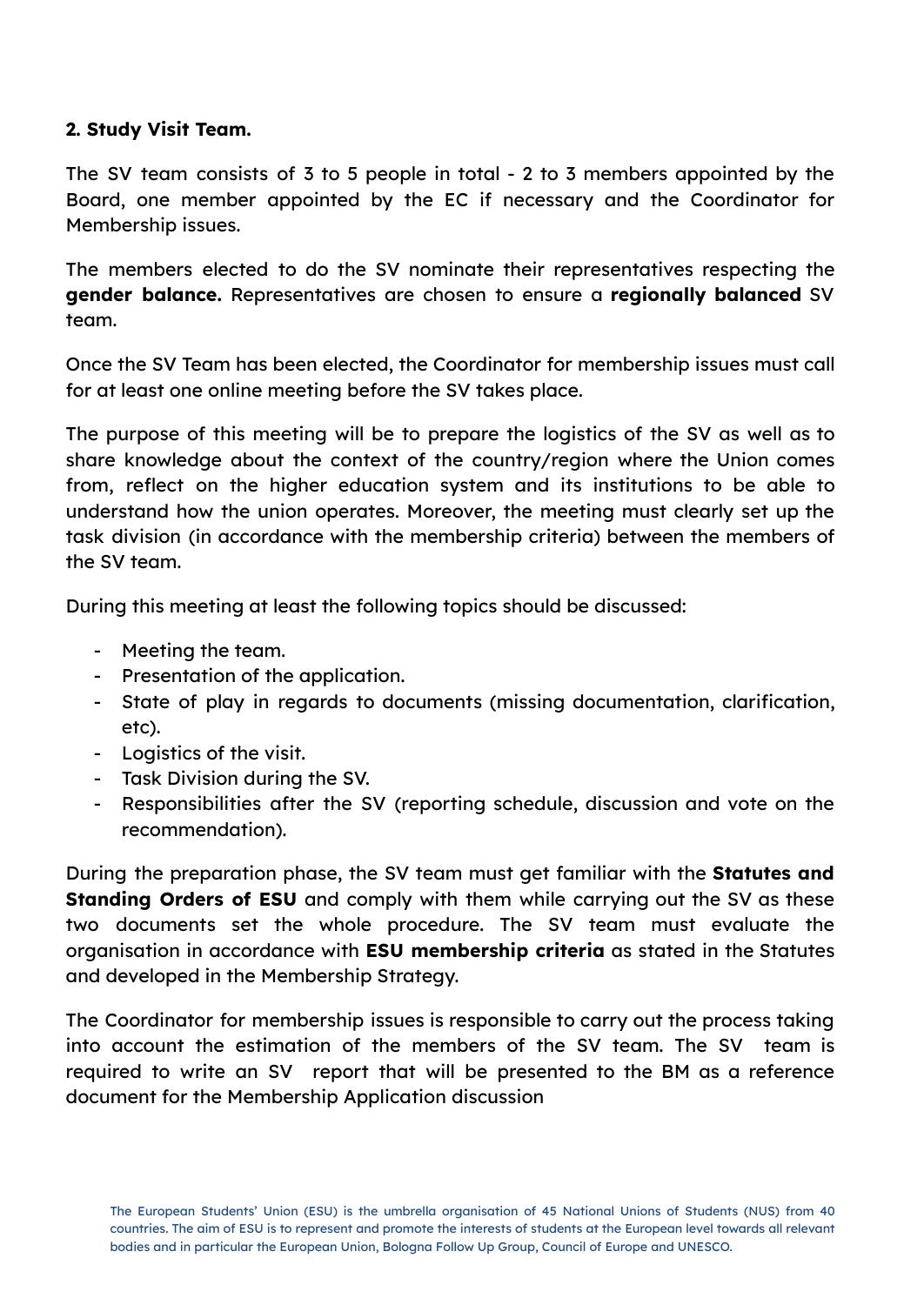## 2. Study Visit Team.

The SV team consists of 3 to 5 people in total - 2 to 3 members appointed by the Board, one member appointed by the EC if necessary and the Coordinator for Membership issues.

The members elected to do the SV nominate their representatives respecting the **gender balance.** Representatives are chosen to ensure a **regionally balanced** SV team.

Once the SV Team has been elected, the Coordinator for membership issues must call for at least one online meeting before the SV takes place.

The purpose of this meeting will be to prepare the logistics of the SV as well as to share knowledge about the context of the country/region where the Union comes from, reflect on the higher education system and its institutions to be able to understand how the union operates. Moreover, the meeting must clearly set up the task division (in accordance with the membership criteria) between the members of the SV team.

During this meeting at least the following topics should be discussed:

- Meeting the team.
- Presentation of the application.
- State of play in regards to documents (missing documentation, clarification, etc).
- Logistics of the visit.
- Task Division during the SV.
- Responsibilities after the SV (reporting schedule, discussion and vote on the recommendation).

During the preparation phase, the SV team must get familiar with the **Statutes and Standing Orders of ESU** and comply with them while carrying out the SV as these two documents set the whole procedure. The SV team must evaluate the organisation in accordance with **ESU membership criteria** as stated in the Statutes and developed in the Membership Strategy.

The Coordinator for membership issues is responsible to carry out the process taking into account the estimation of the members of the SV team. The SV team is required to write an SV report that will be presented to the BM as a reference document for the Membership Application discussion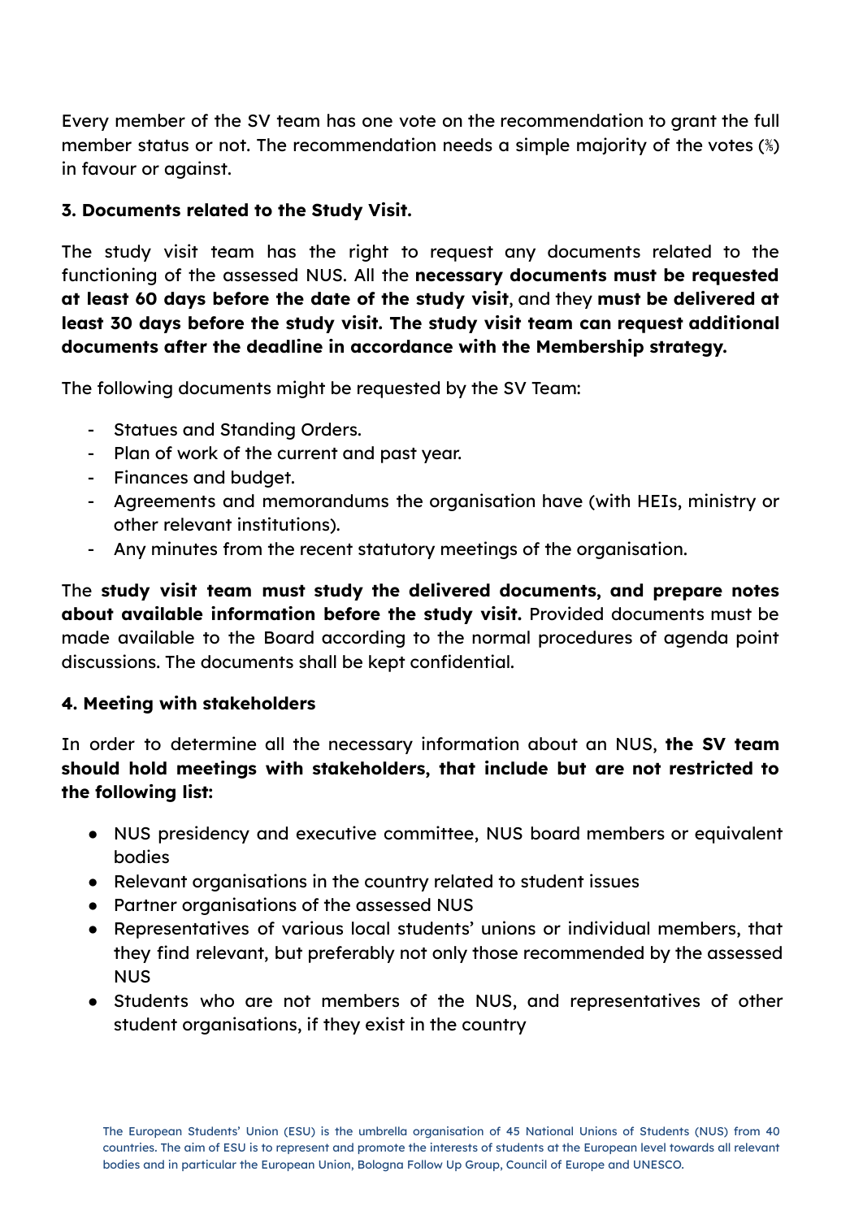Every member of the SV team has one vote on the recommendation to grant the full member status or not. The recommendation needs a simple majority of the votes (⅗) in favour or against.

### 3. Documents related to the Study Visit.

The study visit team has the right to request any documents related to the functioning of the assessed NUS. All the **necessary documents must be requested at least 60 days before the date of the study visit**, and they **must be delivered at least 30 days before the study visit. The study visit team can request additional documents after the deadline in accordance with the Membership strategy.**

The following documents might be requested by the SV Team:

- Statues and Standing Orders.
- Plan of work of the current and past year.
- Finances and budget.
- Agreements and memorandums the organisation have (with HEIs, ministry or other relevant institutions).
- Any minutes from the recent statutory meetings of the organisation.

The **study visit team must study the delivered documents, and prepare notes about available information before the study visit.** Provided documents must be made available to the Board according to the normal procedures of agenda point discussions. The documents shall be kept confidential.

### 4. Meeting with stakeholders

In order to determine all the necessary information about an NUS, **the SV team should hold meetings with stakeholders, that include but are not restricted to the following list:**

- NUS presidency and executive committee, NUS board members or equivalent bodies
- Relevant organisations in the country related to student issues
- Partner organisations of the assessed NUS
- Representatives of various local students' unions or individual members, that they find relevant, but preferably not only those recommended by the assessed NUS
- Students who are not members of the NUS, and representatives of other student organisations, if they exist in the country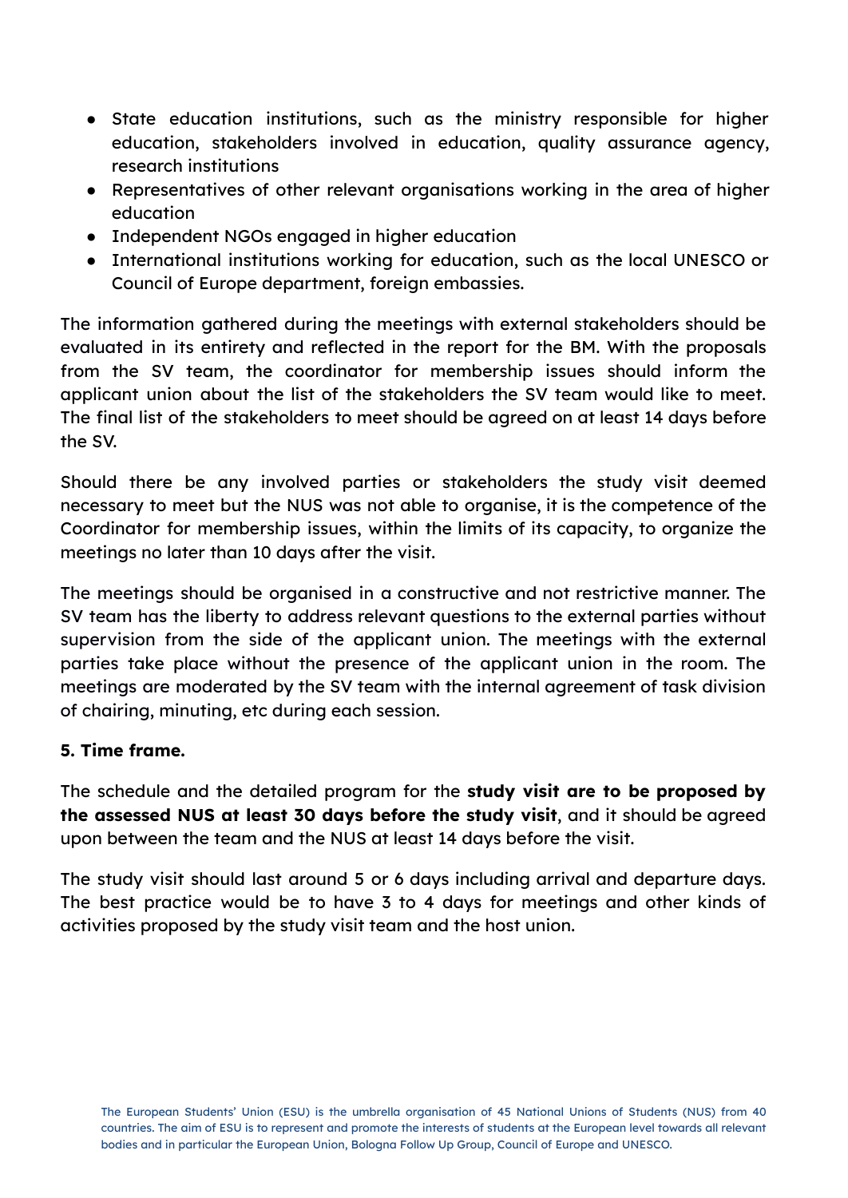- State education institutions, such as the ministry responsible for higher education, stakeholders involved in education, quality assurance agency, research institutions
- Representatives of other relevant organisations working in the area of higher education
- Independent NGOs engaged in higher education
- International institutions working for education, such as the local UNESCO or Council of Europe department, foreign embassies.

The information gathered during the meetings with external stakeholders should be evaluated in its entirety and reflected in the report for the BM. With the proposals from the SV team, the coordinator for membership issues should inform the applicant union about the list of the stakeholders the SV team would like to meet. The final list of the stakeholders to meet should be agreed on at least 14 days before the SV.

Should there be any involved parties or stakeholders the study visit deemed necessary to meet but the NUS was not able to organise, it is the competence of the Coordinator for membership issues, within the limits of its capacity, to organize the meetings no later than 10 days after the visit.

The meetings should be organised in a constructive and not restrictive manner. The SV team has the liberty to address relevant questions to the external parties without supervision from the side of the applicant union. The meetings with the external parties take place without the presence of the applicant union in the room. The meetings are moderated by the SV team with the internal agreement of task division of chairing, minuting, etc during each session.

**5. Time frame.**

The schedule and the detailed program for the **study visit are to be proposed by the assessed NUS at least 30 days before the study visit**, and it should be agreed upon between the team and the NUS at least 14 days before the visit.

The study visit should last around 5 or 6 days including arrival and departure days. The best practice would be to have 3 to 4 days for meetings and other kinds of activities proposed by the study visit team and the host union.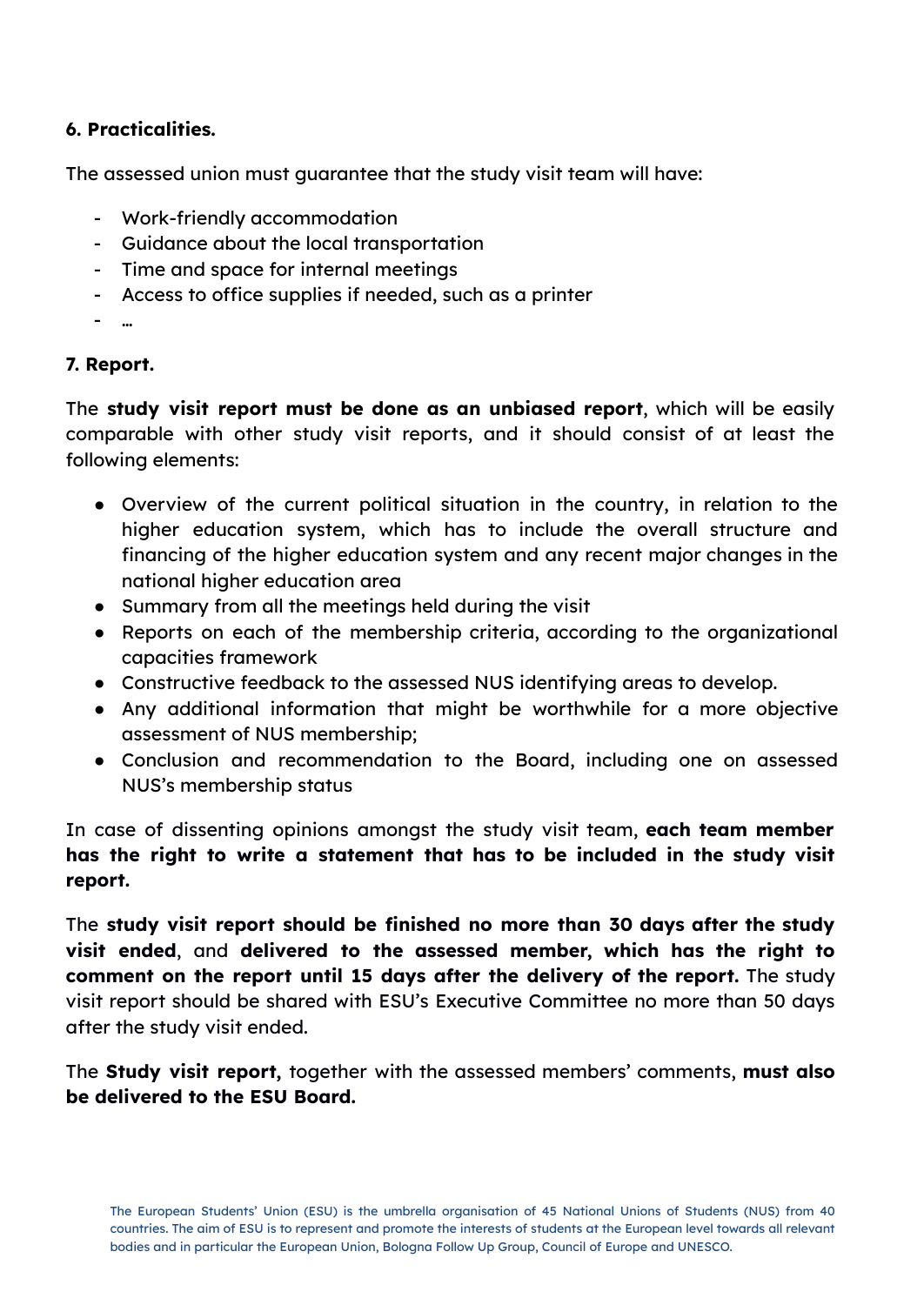**6. Practicalities.**

The assessed union must guarantee that the study visit team will have:

- Work-friendly accommodation
- Guidance about the local transportation
- Time and space for internal meetings
- Access to office supplies if needed, such as a printer
- …

**7. Report.**

The **study visit report must be done as an unbiased report**, which will be easily comparable with other study visit reports, and it should consist of at least the following elements:

- Overview of the current political situation in the country, in relation to the higher education system, which has to include the overall structure and financing of the higher education system and any recent major changes in the national higher education area
- Summary from all the meetings held during the visit
- Reports on each of the membership criteria, according to the organizational capacities framework
- Constructive feedback to the assessed NUS identifying areas to develop.
- Any additional information that might be worthwhile for a more objective assessment of NUS membership;
- Conclusion and recommendation to the Board, including one on assessed NUS's membership status

In case of dissenting opinions amongst the study visit team, **each team member has the right to write a statement that has to be included in the study visit report.**

The **study visit report should be finished no more than 30 days after the study visit ended**, and **delivered to the assessed member, which has the right to comment on the report until 15 days after the delivery of the report.** The study visit report should be shared with ESU's Executive Committee no more than 50 days after the study visit ended.

The **Study visit report,** together with the assessed members' comments, **must also be delivered to the ESU Board.**

The European Students' Union (ESU) is the umbrella organisation of 45 National Unions of Students (NUS) from 40 countries. The aim of ESU is to represent and promote the interests of students at the European level towards all relevant bodies and in particular the European Union, Bologna Follow Up Group, Council of Europe and UNESCO.